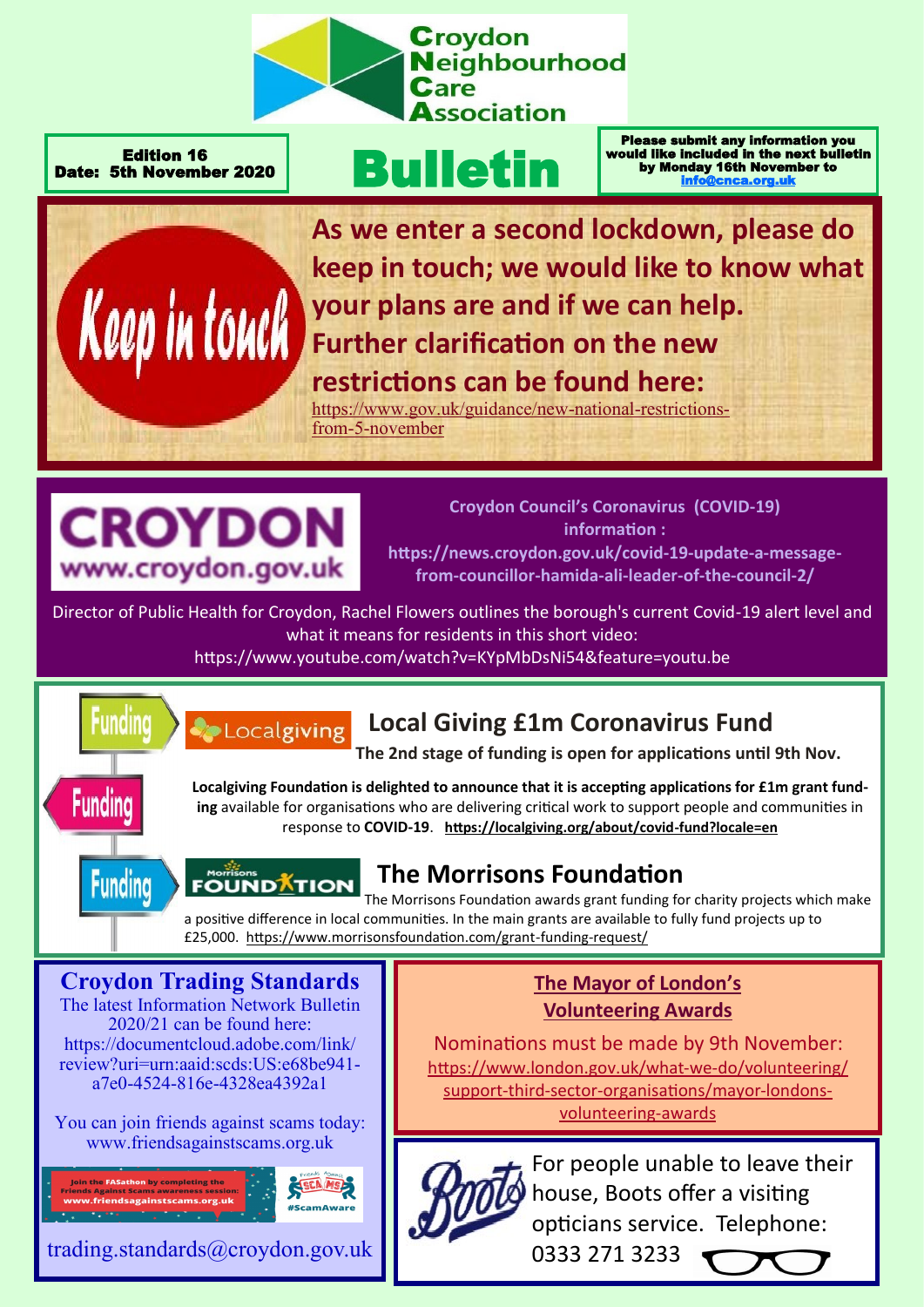# Croydon Neighbourhood Care Association

**Edition 16**
**Date: 5th November 2020**

# Bulletin

**Please submit any information you would like included in the next bulletin by Monday 16th November to info@cnca.org.uk**

## Keep in touch

**As we enter a second lockdown, please do keep in touch; we would like to know what your plans are and if we can help. Further clarification on the new restrictions can be found here:**
https://www.gov.uk/guidance/new-national-restrictions-from-5-november

## CROYDON www.croydon.gov.uk

**Croydon Council's Coronavirus (COVID-19) information :**
**https://news.croydon.gov.uk/covid-19-update-a-message-from-councillor-hamida-ali-leader-of-the-council-2/**

Director of Public Health for Croydon, Rachel Flowers outlines the borough's current Covid-19 alert level and what it means for residents in this short video:
https://www.youtube.com/watch?v=KYpMbDsNi54&feature=youtu.be

## Funding

### Local Giving £1m Coronavirus Fund

**The 2nd stage of funding is open for applications until 9th Nov.**

**Localgiving Foundation is delighted to announce that it is accepting applications for £1m grant funding** available for organisations who are delivering critical work to support people and communities in response to **COVID-19**. **https://localgiving.org/about/covid-fund?locale=en**

### The Morrisons Foundation

The Morrisons Foundation awards grant funding for charity projects which make a positive difference in local communities. In the main grants are available to fully fund projects up to £25,000. https://www.morrisonsfoundation.com/grant-funding-request/

## Croydon Trading Standards

The latest Information Network Bulletin 2020/21 can be found here:
https://documentcloud.adobe.com/link/review?uri=urn:aaid:scds:US:e68be941-a7e0-4524-816e-4328ea4392a1

You can join friends against scams today:
www.friendsagainstscams.org.uk

Join the FASathon by completing the Friends Against Scams awareness session: www.friendsagainstscams.org.uk #ScamAware

trading.standards@croydon.gov.uk

## The Mayor of London's Volunteering Awards

Nominations must be made by 9th November:
https://www.london.gov.uk/what-we-do/volunteering/support-third-sector-organisations/mayor-londons-volunteering-awards

## Boots

For people unable to leave their house, Boots offer a visiting opticians service. Telephone: 0333 271 3233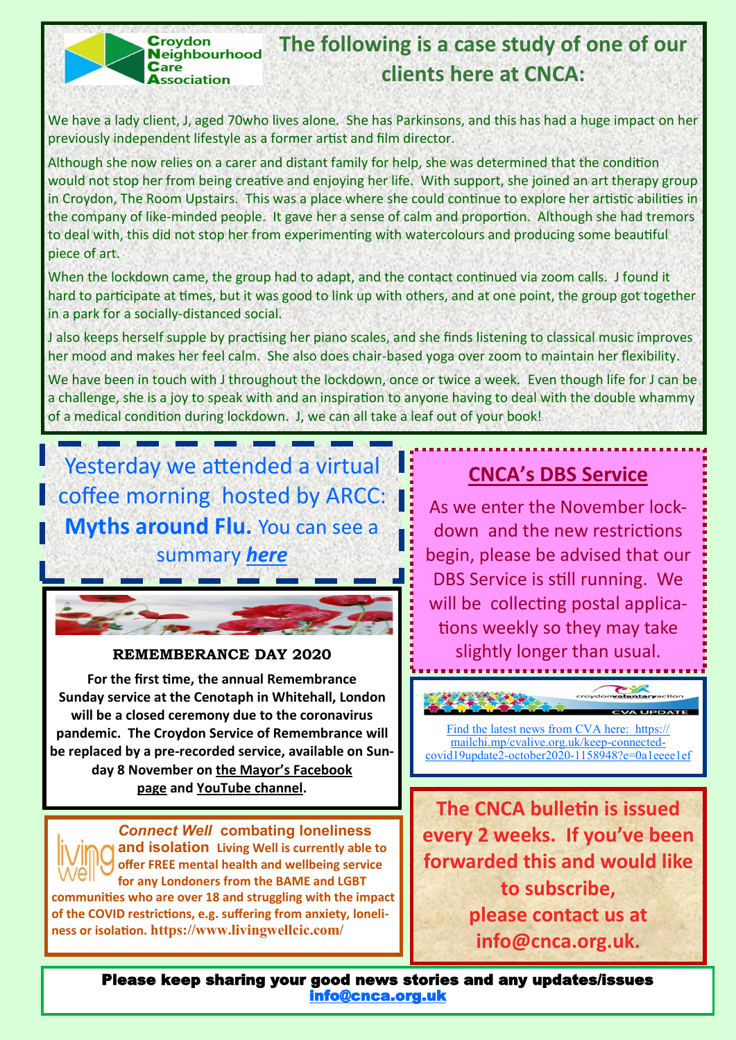Croydon Neighbourhood Care Association

## The following is a case study of one of our clients here at CNCA:

We have a lady client, J, aged 70who lives alone. She has Parkinsons, and this has had a huge impact on her previously independent lifestyle as a former artist and film director.

Although she now relies on a carer and distant family for help, she was determined that the condition would not stop her from being creative and enjoying her life. With support, she joined an art therapy group in Croydon, The Room Upstairs. This was a place where she could continue to explore her artistic abilities in the company of like-minded people. It gave her a sense of calm and proportion. Although she had tremors to deal with, this did not stop her from experimenting with watercolours and producing some beautiful piece of art.

When the lockdown came, the group had to adapt, and the contact continued via zoom calls. J found it hard to participate at times, but it was good to link up with others, and at one point, the group got together in a park for a socially-distanced social.

J also keeps herself supple by practising her piano scales, and she finds listening to classical music improves her mood and makes her feel calm. She also does chair-based yoga over zoom to maintain her flexibility.

We have been in touch with J throughout the lockdown, once or twice a week. Even though life for J can be a challenge, she is a joy to speak with and an inspiration to anyone having to deal with the double whammy of a medical condition during lockdown. J, we can all take a leaf out of your book!

Yesterday we attended a virtual coffee morning hosted by ARCC: **Myths around Flu.** You can see a summary ***here***

### REMEMBERANCE DAY 2020

**For the first time, the annual Remembrance Sunday service at the Cenotaph in Whitehall, London will be a closed ceremony due to the coronavirus pandemic. The Croydon Service of Remembrance will be replaced by a pre-recorded service, available on Sunday 8 November on the Mayor's Facebook page and YouTube channel.**

***Connect Well*** **combating loneliness and isolation** **Living Well is currently able to offer FREE mental health and wellbeing service for any Londoners from the BAME and LGBT communities who are over 18 and struggling with the impact of the COVID restrictions, e.g. suffering from anxiety, loneliness or isolation. https://www.livingwellcic.com/**

## CNCA's DBS Service

As we enter the November lockdown and the new restrictions begin, please be advised that our DBS Service is still running. We will be collecting postal applications weekly so they may take slightly longer than usual.

croydonvoluntaryaction
CVA UPDATE

Find the latest news from CVA here: https://mailchi.mp/cvalive.org.uk/keep-connected-covid19update2-october2020-1158948?e=0a1eeee1ef

**The CNCA bulletin is issued every 2 weeks. If you've been forwarded this and would like to subscribe, please contact us at info@cnca.org.uk.**

**Please keep sharing your good news stories and any updates/issues**
**info@cnca.org.uk**